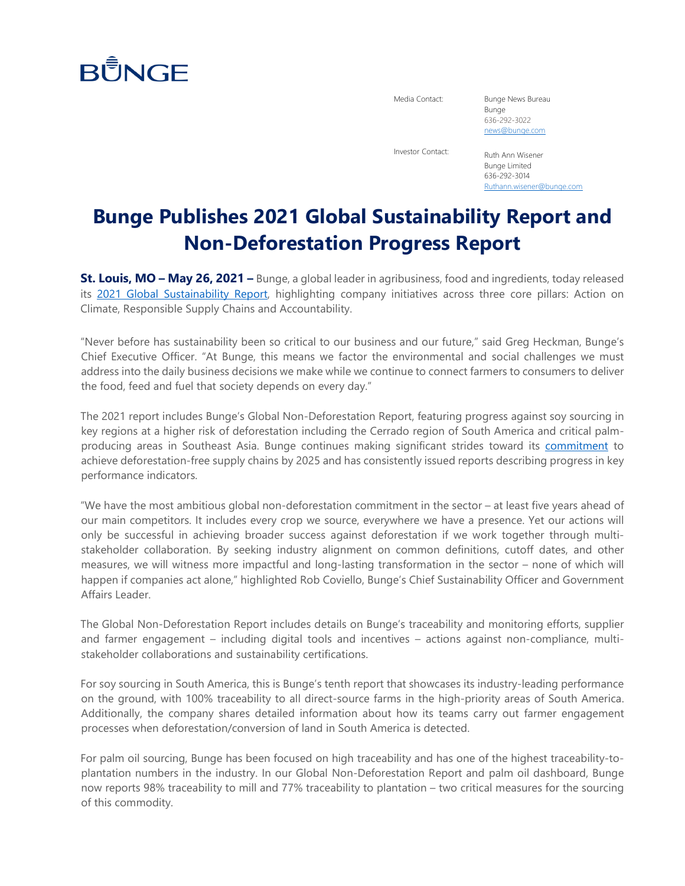BUNGE

Media Contact: Bunge News Bureau
Bunge
636-292-3022
news@bunge.com

Investor Contact: Ruth Ann Wisener
Bunge Limited
636-292-3014
Ruthann.wisener@bunge.com

# Bunge Publishes 2021 Global Sustainability Report and Non-Deforestation Progress Report

**St. Louis, MO – May 26, 2021 –** Bunge, a global leader in agribusiness, food and ingredients, today released its 2021 Global Sustainability Report, highlighting company initiatives across three core pillars: Action on Climate, Responsible Supply Chains and Accountability.

"Never before has sustainability been so critical to our business and our future," said Greg Heckman, Bunge's Chief Executive Officer. "At Bunge, this means we factor the environmental and social challenges we must address into the daily business decisions we make while we continue to connect farmers to consumers to deliver the food, feed and fuel that society depends on every day."

The 2021 report includes Bunge's Global Non-Deforestation Report, featuring progress against soy sourcing in key regions at a higher risk of deforestation including the Cerrado region of South America and critical palm-producing areas in Southeast Asia. Bunge continues making significant strides toward its commitment to achieve deforestation-free supply chains by 2025 and has consistently issued reports describing progress in key performance indicators.

"We have the most ambitious global non-deforestation commitment in the sector – at least five years ahead of our main competitors. It includes every crop we source, everywhere we have a presence. Yet our actions will only be successful in achieving broader success against deforestation if we work together through multi-stakeholder collaboration. By seeking industry alignment on common definitions, cutoff dates, and other measures, we will witness more impactful and long-lasting transformation in the sector – none of which will happen if companies act alone," highlighted Rob Coviello, Bunge's Chief Sustainability Officer and Government Affairs Leader.

The Global Non-Deforestation Report includes details on Bunge's traceability and monitoring efforts, supplier and farmer engagement – including digital tools and incentives – actions against non-compliance, multi-stakeholder collaborations and sustainability certifications.

For soy sourcing in South America, this is Bunge's tenth report that showcases its industry-leading performance on the ground, with 100% traceability to all direct-source farms in the high-priority areas of South America. Additionally, the company shares detailed information about how its teams carry out farmer engagement processes when deforestation/conversion of land in South America is detected.

For palm oil sourcing, Bunge has been focused on high traceability and has one of the highest traceability-to-plantation numbers in the industry. In our Global Non-Deforestation Report and palm oil dashboard, Bunge now reports 98% traceability to mill and 77% traceability to plantation – two critical measures for the sourcing of this commodity.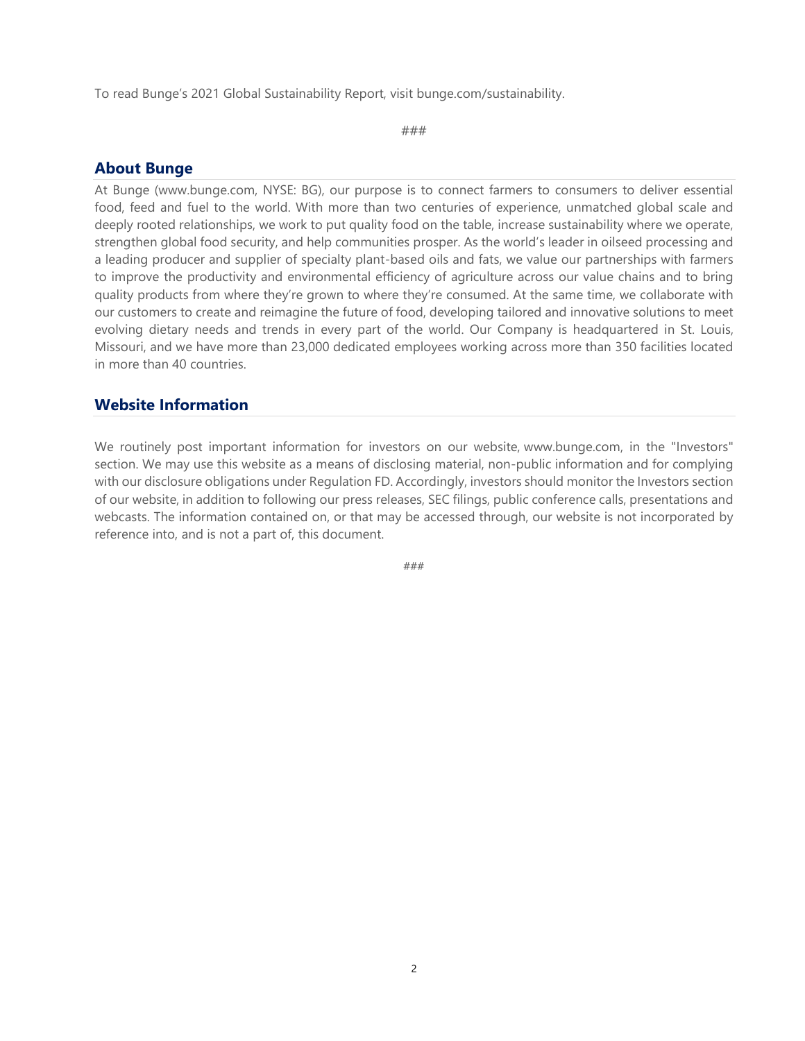To read Bunge's 2021 Global Sustainability Report, visit bunge.com/sustainability.

###

## About Bunge

At Bunge (www.bunge.com, NYSE: BG), our purpose is to connect farmers to consumers to deliver essential food, feed and fuel to the world. With more than two centuries of experience, unmatched global scale and deeply rooted relationships, we work to put quality food on the table, increase sustainability where we operate, strengthen global food security, and help communities prosper. As the world's leader in oilseed processing and a leading producer and supplier of specialty plant-based oils and fats, we value our partnerships with farmers to improve the productivity and environmental efficiency of agriculture across our value chains and to bring quality products from where they're grown to where they're consumed. At the same time, we collaborate with our customers to create and reimagine the future of food, developing tailored and innovative solutions to meet evolving dietary needs and trends in every part of the world. Our Company is headquartered in St. Louis, Missouri, and we have more than 23,000 dedicated employees working across more than 350 facilities located in more than 40 countries.

## Website Information

We routinely post important information for investors on our website, www.bunge.com, in the "Investors" section. We may use this website as a means of disclosing material, non-public information and for complying with our disclosure obligations under Regulation FD. Accordingly, investors should monitor the Investors section of our website, in addition to following our press releases, SEC filings, public conference calls, presentations and webcasts. The information contained on, or that may be accessed through, our website is not incorporated by reference into, and is not a part of, this document.

###